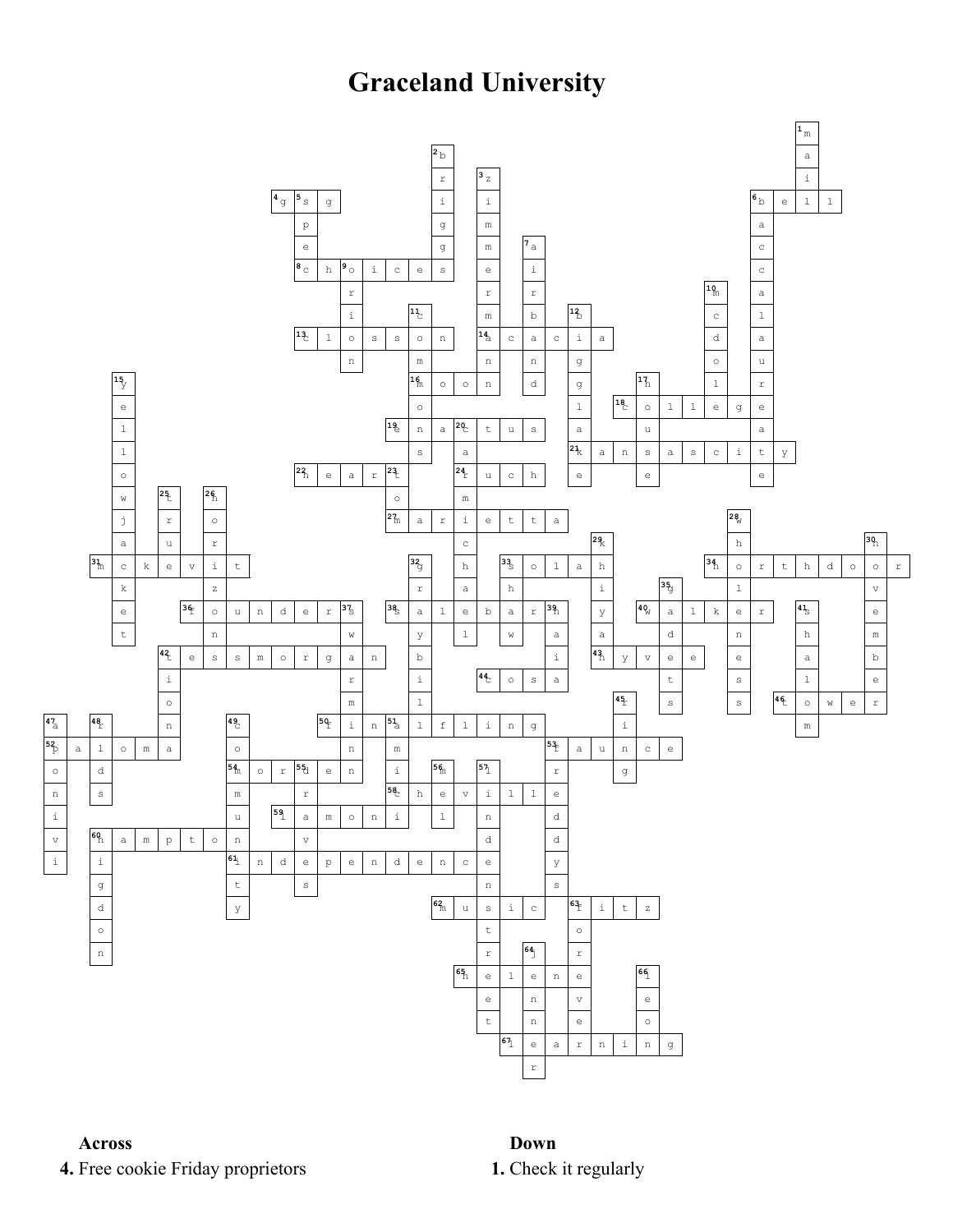# Graceland University

**Across**

**4.** Free cookie Friday proprietors

**Down**

**1.** Check it regularly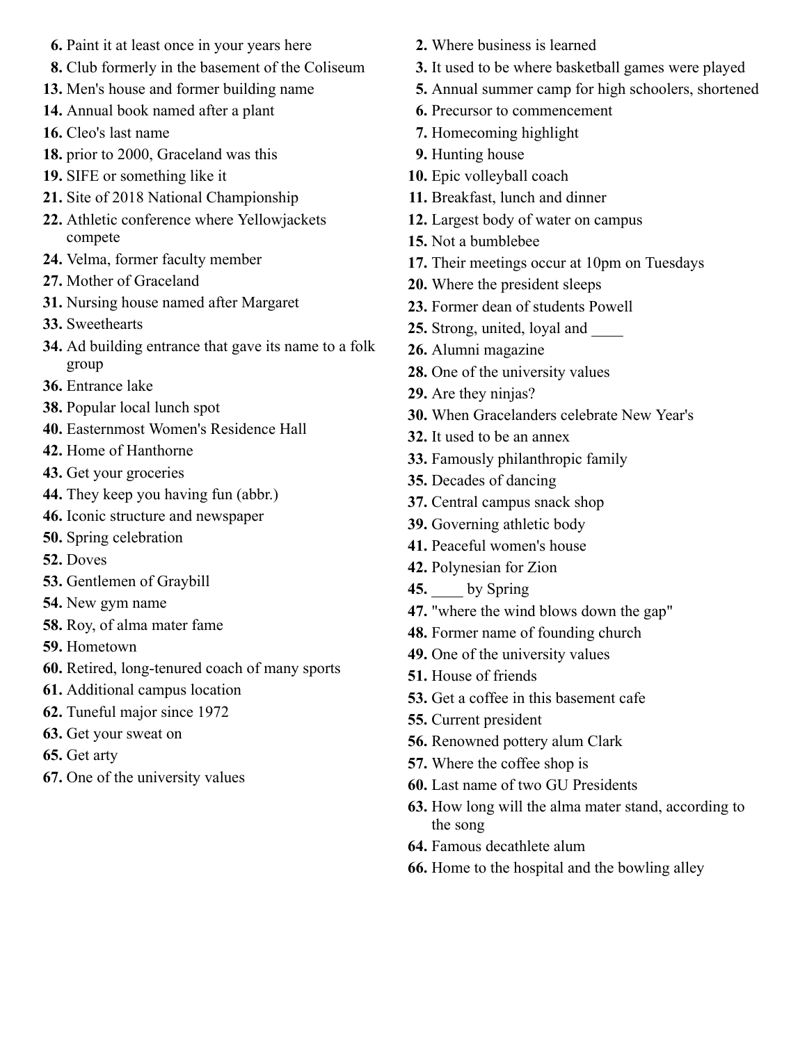6. Paint it at least once in your years here
8. Club formerly in the basement of the Coliseum
13. Men's house and former building name
14. Annual book named after a plant
16. Cleo's last name
18. prior to 2000, Graceland was this
19. SIFE or something like it
21. Site of 2018 National Championship
22. Athletic conference where Yellowjackets compete
24. Velma, former faculty member
27. Mother of Graceland
31. Nursing house named after Margaret
33. Sweethearts
34. Ad building entrance that gave its name to a folk group
36. Entrance lake
38. Popular local lunch spot
40. Easternmost Women's Residence Hall
42. Home of Hanthorne
43. Get your groceries
44. They keep you having fun (abbr.)
46. Iconic structure and newspaper
50. Spring celebration
52. Doves
53. Gentlemen of Graybill
54. New gym name
58. Roy, of alma mater fame
59. Hometown
60. Retired, long-tenured coach of many sports
61. Additional campus location
62. Tuneful major since 1972
63. Get your sweat on
65. Get arty
67. One of the university values

2. Where business is learned
3. It used to be where basketball games were played
5. Annual summer camp for high schoolers, shortened
6. Precursor to commencement
7. Homecoming highlight
9. Hunting house
10. Epic volleyball coach
11. Breakfast, lunch and dinner
12. Largest body of water on campus
15. Not a bumblebee
17. Their meetings occur at 10pm on Tuesdays
20. Where the president sleeps
23. Former dean of students Powell
25. Strong, united, loyal and ____
26. Alumni magazine
28. One of the university values
29. Are they ninjas?
30. When Gracelanders celebrate New Year's
32. It used to be an annex
33. Famously philanthropic family
35. Decades of dancing
37. Central campus snack shop
39. Governing athletic body
41. Peaceful women's house
42. Polynesian for Zion
45. ____ by Spring
47. "where the wind blows down the gap"
48. Former name of founding church
49. One of the university values
51. House of friends
53. Get a coffee in this basement cafe
55. Current president
56. Renowned pottery alum Clark
57. Where the coffee shop is
60. Last name of two GU Presidents
63. How long will the alma mater stand, according to the song
64. Famous decathlete alum
66. Home to the hospital and the bowling alley